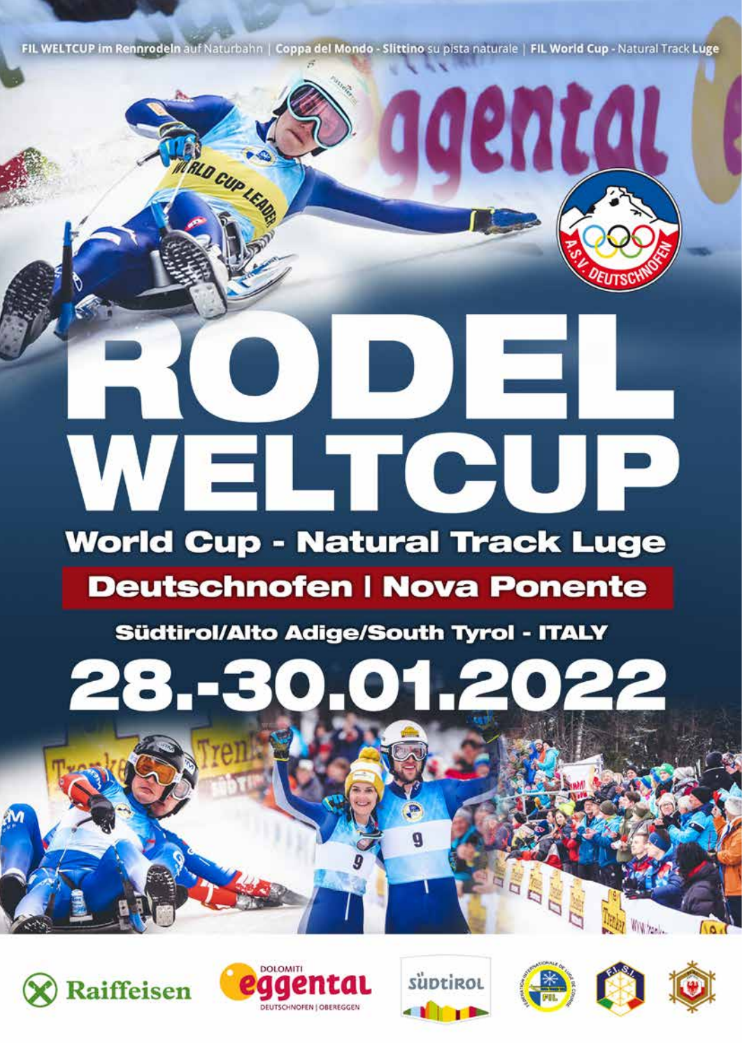FIL WELTCUP im Rennrodeln auf Naturbahn | Coppa del Mondo - Slittino su pista naturale | FIL World Cup - Natural Track Luge

# RODEL WELTCUP

## World Cup - Natural Track Luge

## Deutschnofen | Nova Ponente

Südtirol/Alto Adige/South Tyrol - ITALY

# 28.-30.01.2022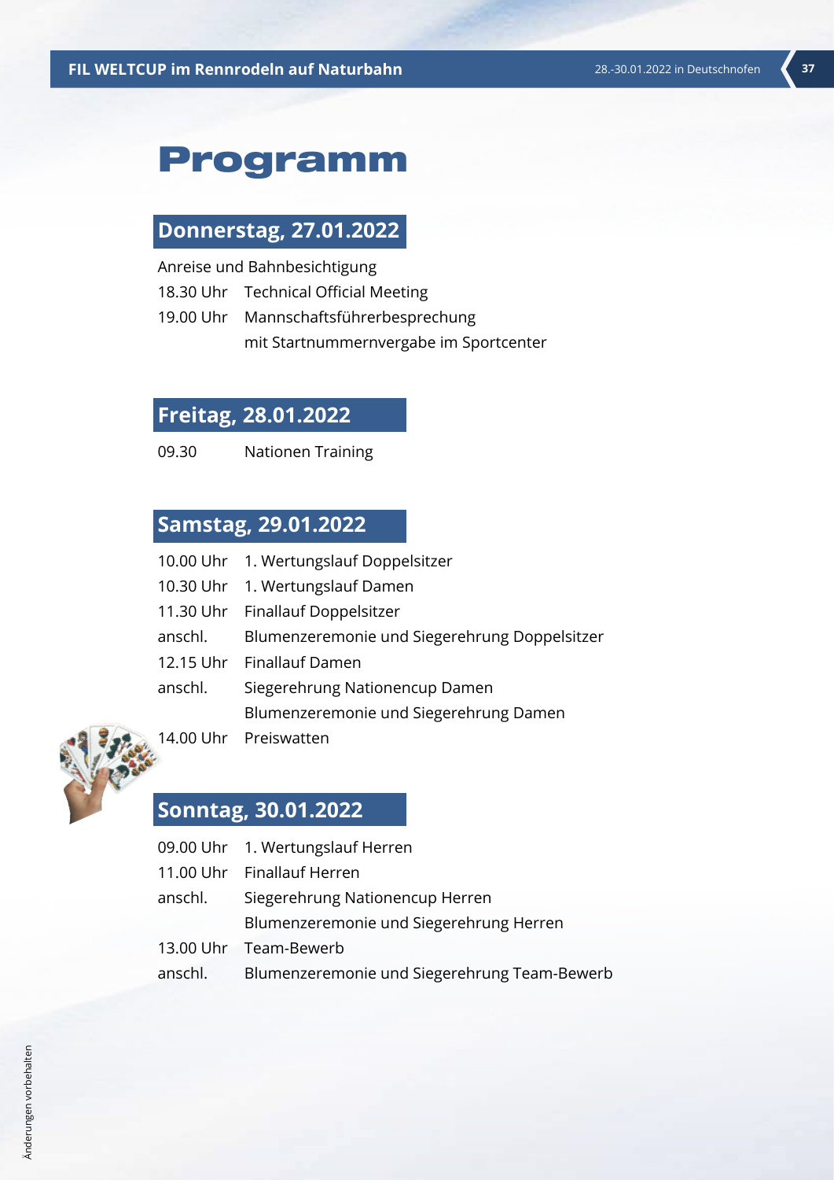# Programm

## Donnerstag, 27.01.2022

Anreise und Bahnbesichtigung

| | |
|---|---|
| 18.30 Uhr | Technical Official Meeting |
| 19.00 Uhr | Mannschaftsführerbesprechung mit Startnummernvergabe im Sportcenter |

## Freitag, 28.01.2022

| | |
|---|---|
| 09.30 | Nationen Training |

## Samstag, 29.01.2022

| | |
|---|---|
| 10.00 Uhr | 1. Wertungslauf Doppelsitzer |
| 10.30 Uhr | 1. Wertungslauf Damen |
| 11.30 Uhr | Finallauf Doppelsitzer |
| anschl. | Blumenzeremonie und Siegerehrung Doppelsitzer |
| 12.15 Uhr | Finallauf Damen |
| anschl. | Siegerehrung Nationencup Damen<br>Blumenzeremonie und Siegerehrung Damen |
| 14.00 Uhr | Preiswatten |

## Sonntag, 30.01.2022

| | |
|---|---|
| 09.00 Uhr | 1. Wertungslauf Herren |
| 11.00 Uhr | Finallauf Herren |
| anschl. | Siegerehrung Nationencup Herren<br>Blumenzeremonie und Siegerehrung Herren |
| 13.00 Uhr | Team-Bewerb |
| anschl. | Blumenzeremonie und Siegerehrung Team-Bewerb |

Änderungen vorbehalten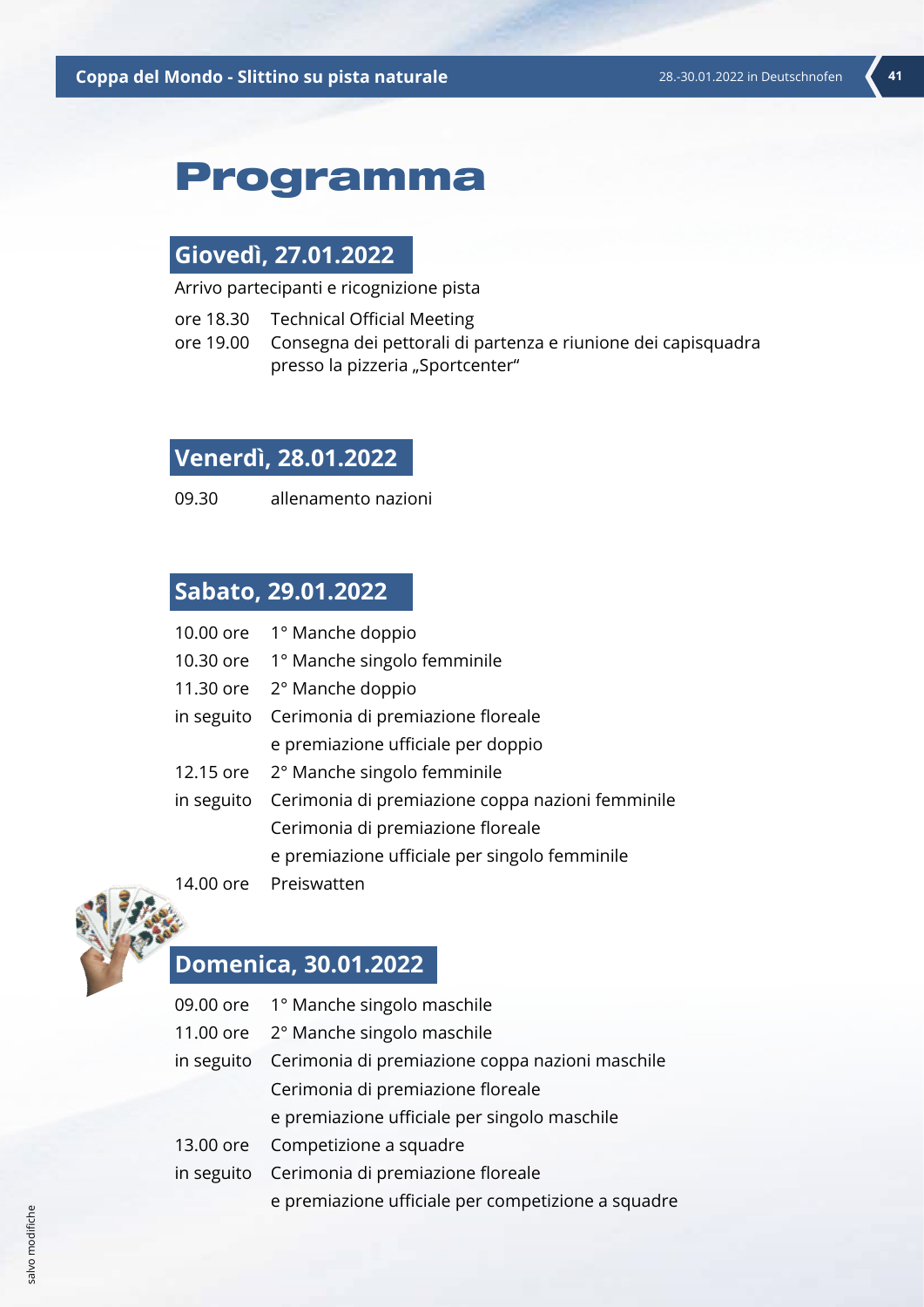# Programma

## Giovedì, 27.01.2022

Arrivo partecipanti e ricognizione pista

| | |
|---|---|
| ore 18.30 | Technical Official Meeting |
| ore 19.00 | Consegna dei pettorali di partenza e riunione dei capisquadra presso la pizzeria „Sportcenter“ |

## Venerdì, 28.01.2022

| | |
|---|---|
| 09.30 | allenamento nazioni |

## Sabato, 29.01.2022

| | |
|---|---|
| 10.00 ore | 1° Manche doppio |
| 10.30 ore | 1° Manche singolo femminile |
| 11.30 ore | 2° Manche doppio |
| in seguito | Cerimonia di premiazione floreale e premiazione ufficiale per doppio |
| 12.15 ore | 2° Manche singolo femminile |
| in seguito | Cerimonia di premiazione coppa nazioni femminile<br>Cerimonia di premiazione floreale e premiazione ufficiale per singolo femminile |
| 14.00 ore | Preiswatten |

## Domenica, 30.01.2022

| | |
|---|---|
| 09.00 ore | 1° Manche singolo maschile |
| 11.00 ore | 2° Manche singolo maschile |
| in seguito | Cerimonia di premiazione coppa nazioni maschile<br>Cerimonia di premiazione floreale e premiazione ufficiale per singolo maschile |
| 13.00 ore | Competizione a squadre |
| in seguito | Cerimonia di premiazione floreale e premiazione ufficiale per competizione a squadre |

salvo modifiche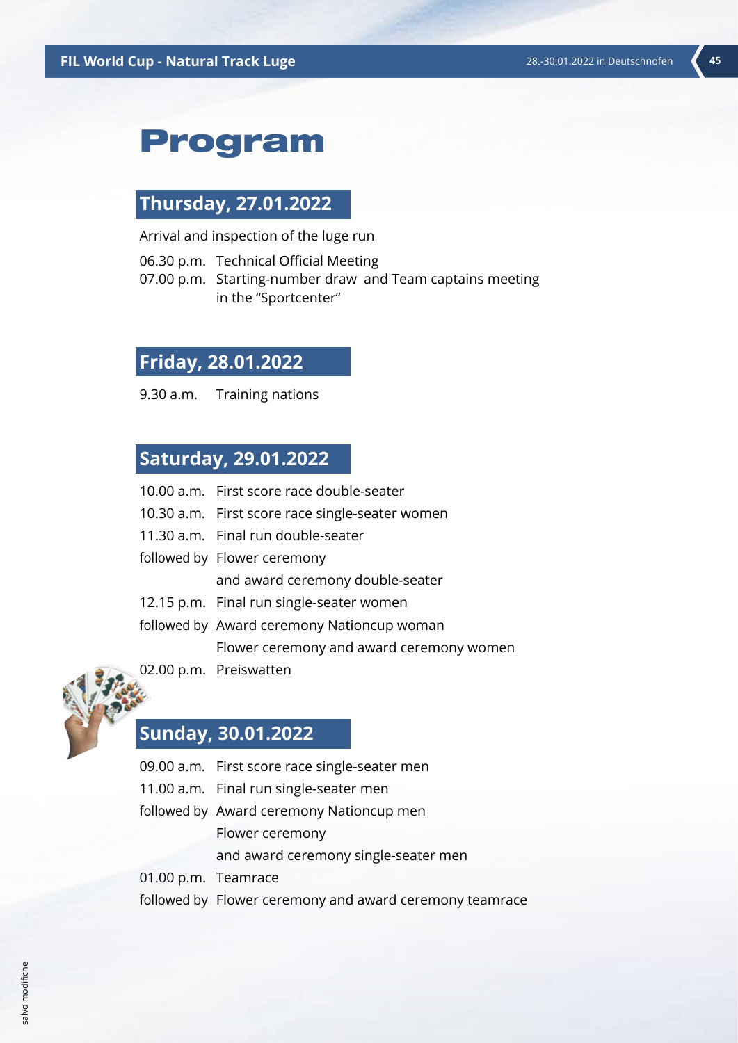# Program

## Thursday, 27.01.2022

Arrival and inspection of the luge run

| | |
|---|---|
| 06.30 p.m. | Technical Official Meeting |
| 07.00 p.m. | Starting-number draw and Team captains meeting in the "Sportcenter" |

## Friday, 28.01.2022

| | |
|---|---|
| 9.30 a.m. | Training nations |

## Saturday, 29.01.2022

| | |
|---|---|
| 10.00 a.m. | First score race double-seater |
| 10.30 a.m. | First score race single-seater women |
| 11.30 a.m. | Final run double-seater |
| followed by | Flower ceremony and award ceremony double-seater |
| 12.15 p.m. | Final run single-seater women |
| followed by | Award ceremony Nationcup woman<br>Flower ceremony and award ceremony women |
| 02.00 p.m. | Preiswatten |

## Sunday, 30.01.2022

| | |
|---|---|
| 09.00 a.m. | First score race single-seater men |
| 11.00 a.m. | Final run single-seater men |
| followed by | Award ceremony Nationcup men<br>Flower ceremony<br>and award ceremony single-seater men |
| 01.00 p.m. | Teamrace |
| followed by | Flower ceremony and award ceremony teamrace |

salvo modifiche